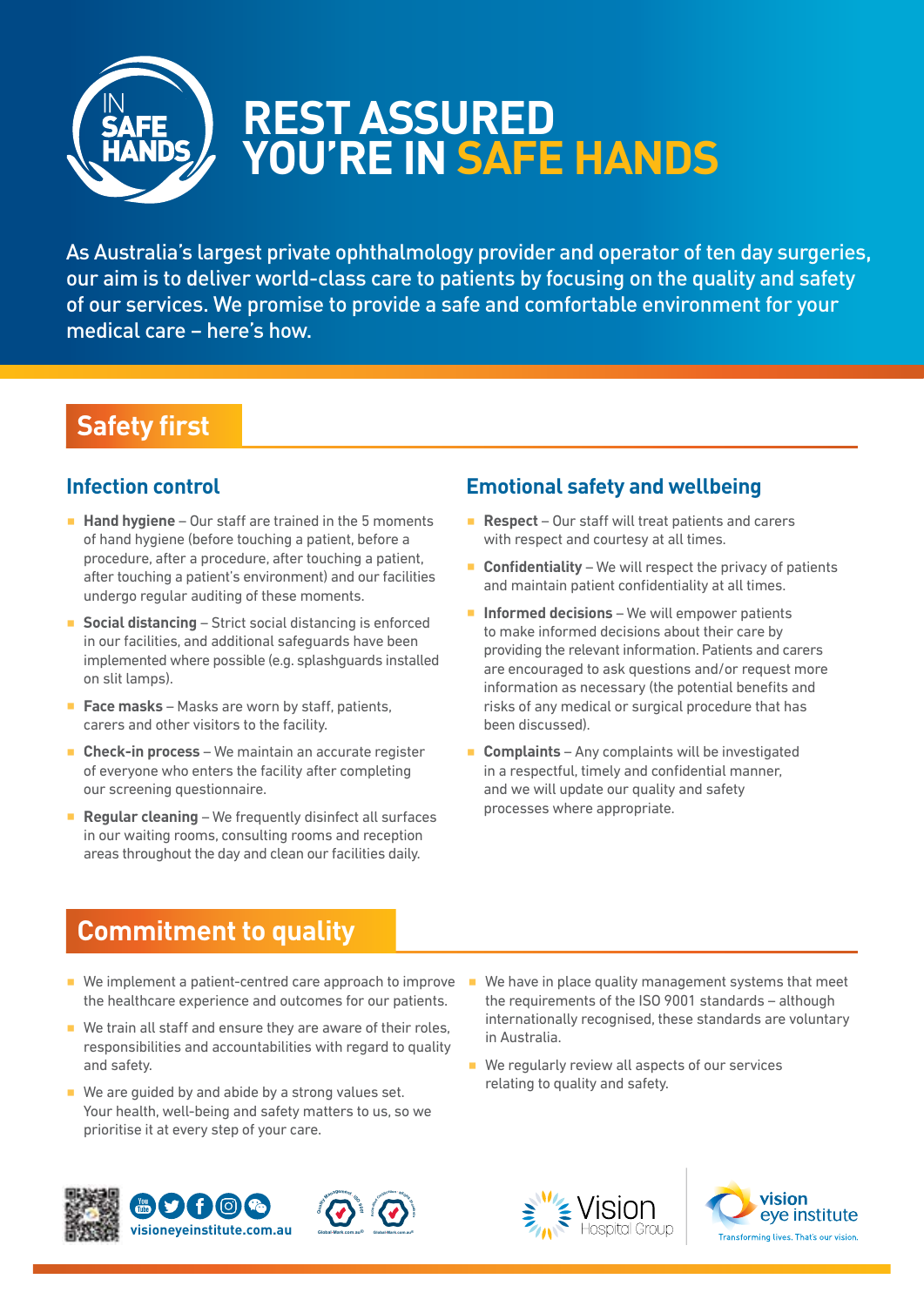# REST ASSURED YOU'RE IN SAFE HANDS

As Australia's largest private ophthalmology provider and operator of ten day surgeries, our aim is to deliver world-class care to patients by focusing on the quality and safety of our services. We promise to provide a safe and comfortable environment for your medical care – here's how.

## Safety first

### Infection control

- **Hand hygiene** – Our staff are trained in the 5 moments of hand hygiene (before touching a patient, before a procedure, after a procedure, after touching a patient, after touching a patient's environment) and our facilities undergo regular auditing of these moments.
- **Social distancing** – Strict social distancing is enforced in our facilities, and additional safeguards have been implemented where possible (e.g. splashguards installed on slit lamps).
- **Face masks** – Masks are worn by staff, patients, carers and other visitors to the facility.
- **Check-in process** – We maintain an accurate register of everyone who enters the facility after completing our screening questionnaire.
- **Regular cleaning** – We frequently disinfect all surfaces in our waiting rooms, consulting rooms and reception areas throughout the day and clean our facilities daily.

### Emotional safety and wellbeing

- **Respect** – Our staff will treat patients and carers with respect and courtesy at all times.
- **Confidentiality** – We will respect the privacy of patients and maintain patient confidentiality at all times.
- **Informed decisions** – We will empower patients to make informed decisions about their care by providing the relevant information. Patients and carers are encouraged to ask questions and/or request more information as necessary (the potential benefits and risks of any medical or surgical procedure that has been discussed).
- **Complaints** – Any complaints will be investigated in a respectful, timely and confidential manner, and we will update our quality and safety processes where appropriate.

## Commitment to quality

- We implement a patient-centred care approach to improve the healthcare experience and outcomes for our patients.
- We train all staff and ensure they are aware of their roles, responsibilities and accountabilities with regard to quality and safety.
- We are guided by and abide by a strong values set. Your health, well-being and safety matters to us, so we prioritise it at every step of your care.
- We have in place quality management systems that meet the requirements of the ISO 9001 standards – although internationally recognised, these standards are voluntary in Australia.
- We regularly review all aspects of our services relating to quality and safety.

visioneyeinstitute.com.au

Vision Hospital Group

vision eye institute — Transforming lives. That's our vision.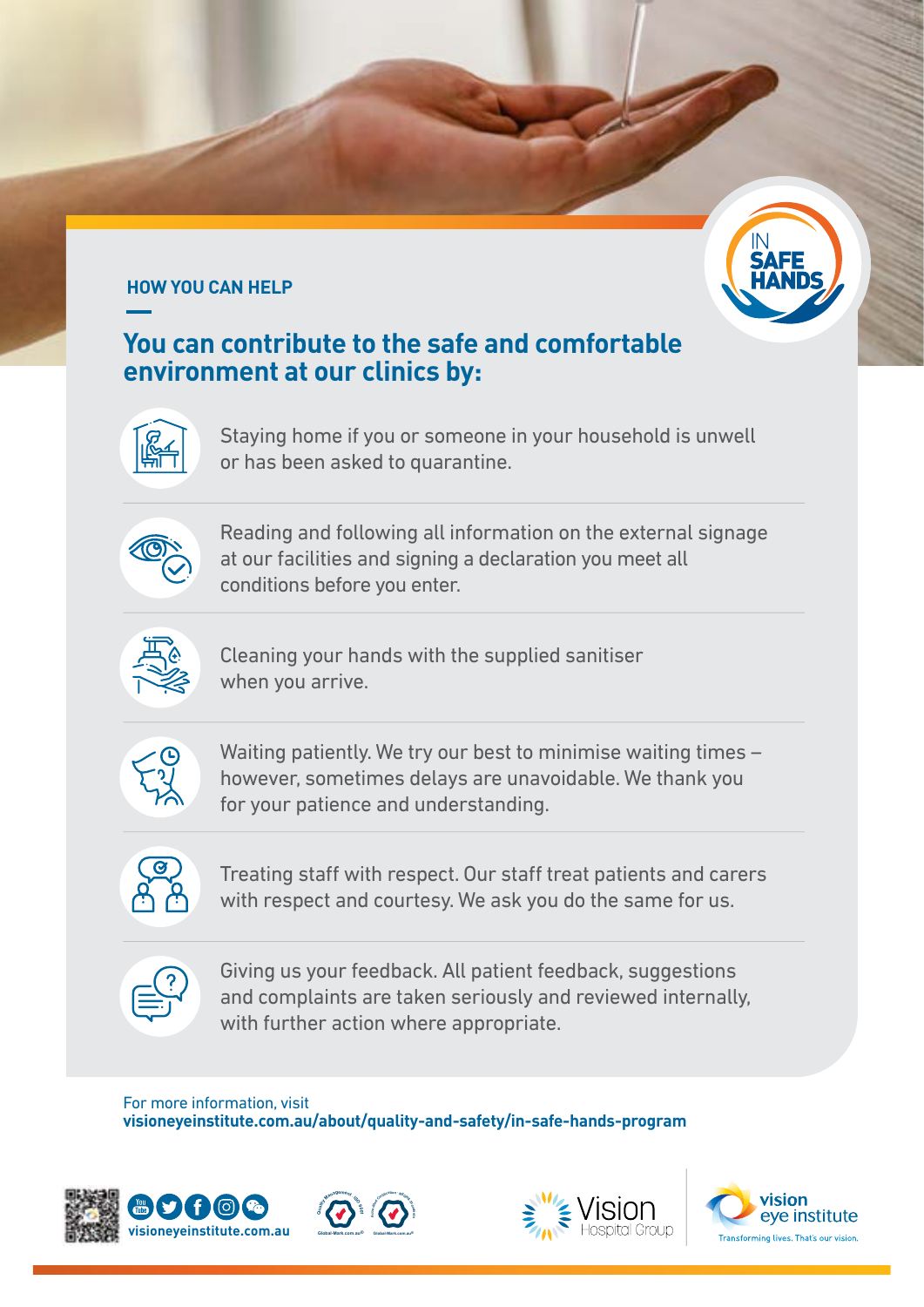IN SAFE HANDS

## HOW YOU CAN HELP

# You can contribute to the safe and comfortable environment at our clinics by:

- Staying home if you or someone in your household is unwell or has been asked to quarantine.
- Reading and following all information on the external signage at our facilities and signing a declaration you meet all conditions before you enter.
- Cleaning your hands with the supplied sanitiser when you arrive.
- Waiting patiently. We try our best to minimise waiting times – however, sometimes delays are unavoidable. We thank you for your patience and understanding.
- Treating staff with respect. Our staff treat patients and carers with respect and courtesy. We ask you do the same for us.
- Giving us your feedback. All patient feedback, suggestions and complaints are taken seriously and reviewed internally, with further action where appropriate.

For more information, visit
**visioneyeinstitute.com.au/about/quality-and-safety/in-safe-hands-program**

visioneyeinstitute.com.au

Vision Hospital Group

vision eye institute
Transforming lives. That's our vision.